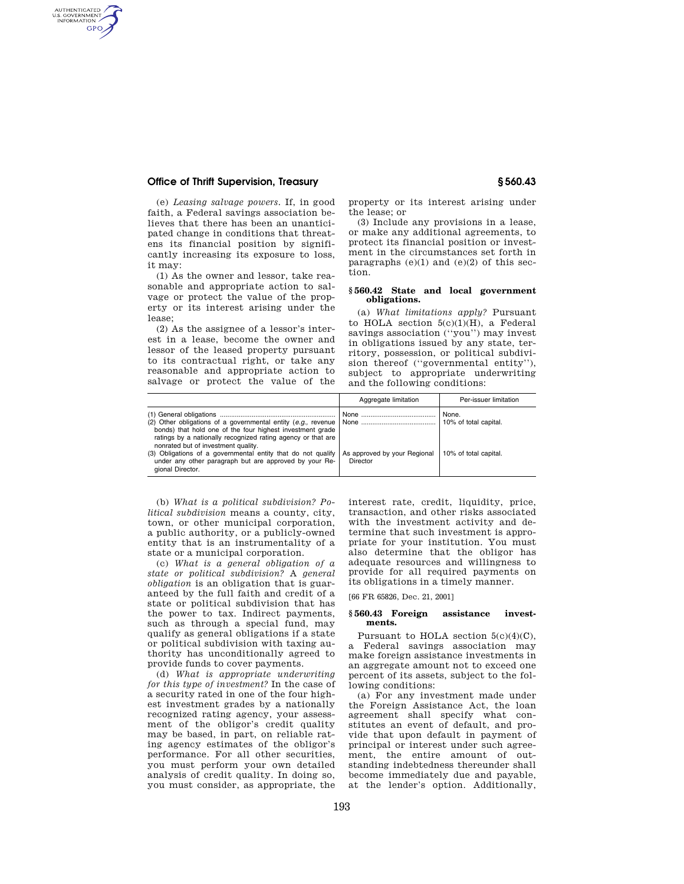(e) *Leasing salvage powers.* If, in good faith, a Federal savings association believes that there has been an unanticipated change in conditions that threatens its financial position by significantly increasing its exposure to loss, it may:

(1) As the owner and lessor, take reasonable and appropriate action to salvage or protect the value of the property or its interest arising under the lease;

(2) As the assignee of a lessor's interest in a lease, become the owner and lessor of the leased property pursuant to its contractual right, or take any reasonable and appropriate action to salvage or protect the value of the property or its interest arising under the lease; or

(3) Include any provisions in a lease, or make any additional agreements, to protect its financial position or investment in the circumstances set forth in paragraphs (e)(1) and (e)(2) of this section.

## § 560.42 State and local government obligations.

(a) *What limitations apply?* Pursuant to HOLA section 5(c)(1)(H), a Federal savings association (''you'') may invest in obligations issued by any state, territory, possession, or political subdivision thereof (''governmental entity''), subject to appropriate underwriting and the following conditions:

| | Aggregate limitation | Per-issuer limitation |
|---|---|---|
| (1) General obligations | None | None. |
| (2) Other obligations of a governmental entity (*e.g.,* revenue bonds) that hold one of the four highest investment grade ratings by a nationally recognized rating agency or that are nonrated but of investment quality. | None | 10% of total capital. |
| (3) Obligations of a governmental entity that do not qualify under any other paragraph but are approved by your Regional Director. | As approved by your Regional Director | 10% of total capital. |

(b) *What is a political subdivision? Political subdivision* means a county, city, town, or other municipal corporation, a public authority, or a publicly-owned entity that is an instrumentality of a state or a municipal corporation.

(c) *What is a general obligation of a state or political subdivision?* A *general obligation* is an obligation that is guaranteed by the full faith and credit of a state or political subdivision that has the power to tax. Indirect payments, such as through a special fund, may qualify as general obligations if a state or political subdivision with taxing authority has unconditionally agreed to provide funds to cover payments.

(d) *What is appropriate underwriting for this type of investment?* In the case of a security rated in one of the four highest investment grades by a nationally recognized rating agency, your assessment of the obligor's credit quality may be based, in part, on reliable rating agency estimates of the obligor's performance. For all other securities, you must perform your own detailed analysis of credit quality. In doing so, you must consider, as appropriate, the interest rate, credit, liquidity, price, transaction, and other risks associated with the investment activity and determine that such investment is appropriate for your institution. You must also determine that the obligor has adequate resources and willingness to provide for all required payments on its obligations in a timely manner.

[66 FR 65826, Dec. 21, 2001]

## § 560.43 Foreign assistance investments.

Pursuant to HOLA section 5(c)(4)(C), a Federal savings association may make foreign assistance investments in an aggregate amount not to exceed one percent of its assets, subject to the following conditions:

(a) For any investment made under the Foreign Assistance Act, the loan agreement shall specify what constitutes an event of default, and provide that upon default in payment of principal or interest under such agreement, the entire amount of outstanding indebtedness thereunder shall become immediately due and payable, at the lender's option. Additionally,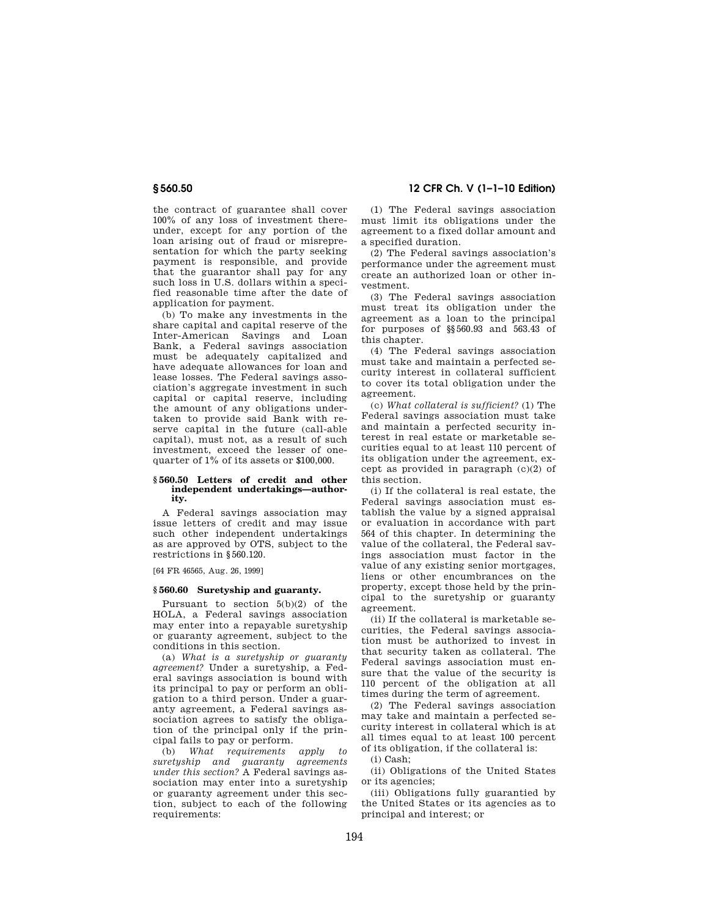the contract of guarantee shall cover 100% of any loss of investment thereunder, except for any portion of the loan arising out of fraud or misrepresentation for which the party seeking payment is responsible, and provide that the guarantor shall pay for any such loss in U.S. dollars within a specified reasonable time after the date of application for payment.

(b) To make any investments in the share capital and capital reserve of the Inter-American Savings and Loan Bank, a Federal savings association must be adequately capitalized and have adequate allowances for loan and lease losses. The Federal savings association's aggregate investment in such capital or capital reserve, including the amount of any obligations undertaken to provide said Bank with reserve capital in the future (call-able capital), must not, as a result of such investment, exceed the lesser of one-quarter of 1% of its assets or $100,000.

### § 560.50 Letters of credit and other independent undertakings—authority.

A Federal savings association may issue letters of credit and may issue such other independent undertakings as are approved by OTS, subject to the restrictions in § 560.120.

[64 FR 46565, Aug. 26, 1999]

### § 560.60 Suretyship and guaranty.

Pursuant to section 5(b)(2) of the HOLA, a Federal savings association may enter into a repayable suretyship or guaranty agreement, subject to the conditions in this section.

(a) *What is a suretyship or guaranty agreement?* Under a suretyship, a Federal savings association is bound with its principal to pay or perform an obligation to a third person. Under a guaranty agreement, a Federal savings association agrees to satisfy the obligation of the principal only if the principal fails to pay or perform.

(b) *What requirements apply to suretyship and guaranty agreements under this section?* A Federal savings association may enter into a suretyship or guaranty agreement under this section, subject to each of the following requirements:

(1) The Federal savings association must limit its obligations under the agreement to a fixed dollar amount and a specified duration.

(2) The Federal savings association's performance under the agreement must create an authorized loan or other investment.

(3) The Federal savings association must treat its obligation under the agreement as a loan to the principal for purposes of §§ 560.93 and 563.43 of this chapter.

(4) The Federal savings association must take and maintain a perfected security interest in collateral sufficient to cover its total obligation under the agreement.

(c) *What collateral is sufficient?* (1) The Federal savings association must take and maintain a perfected security interest in real estate or marketable securities equal to at least 110 percent of its obligation under the agreement, except as provided in paragraph (c)(2) of this section.

(i) If the collateral is real estate, the Federal savings association must establish the value by a signed appraisal or evaluation in accordance with part 564 of this chapter. In determining the value of the collateral, the Federal savings association must factor in the value of any existing senior mortgages, liens or other encumbrances on the property, except those held by the principal to the suretyship or guaranty agreement.

(ii) If the collateral is marketable securities, the Federal savings association must be authorized to invest in that security taken as collateral. The Federal savings association must ensure that the value of the security is 110 percent of the obligation at all times during the term of agreement.

(2) The Federal savings association may take and maintain a perfected security interest in collateral which is at all times equal to at least 100 percent of its obligation, if the collateral is:

(i) Cash;

(ii) Obligations of the United States or its agencies;

(iii) Obligations fully guarantied by the United States or its agencies as to principal and interest; or